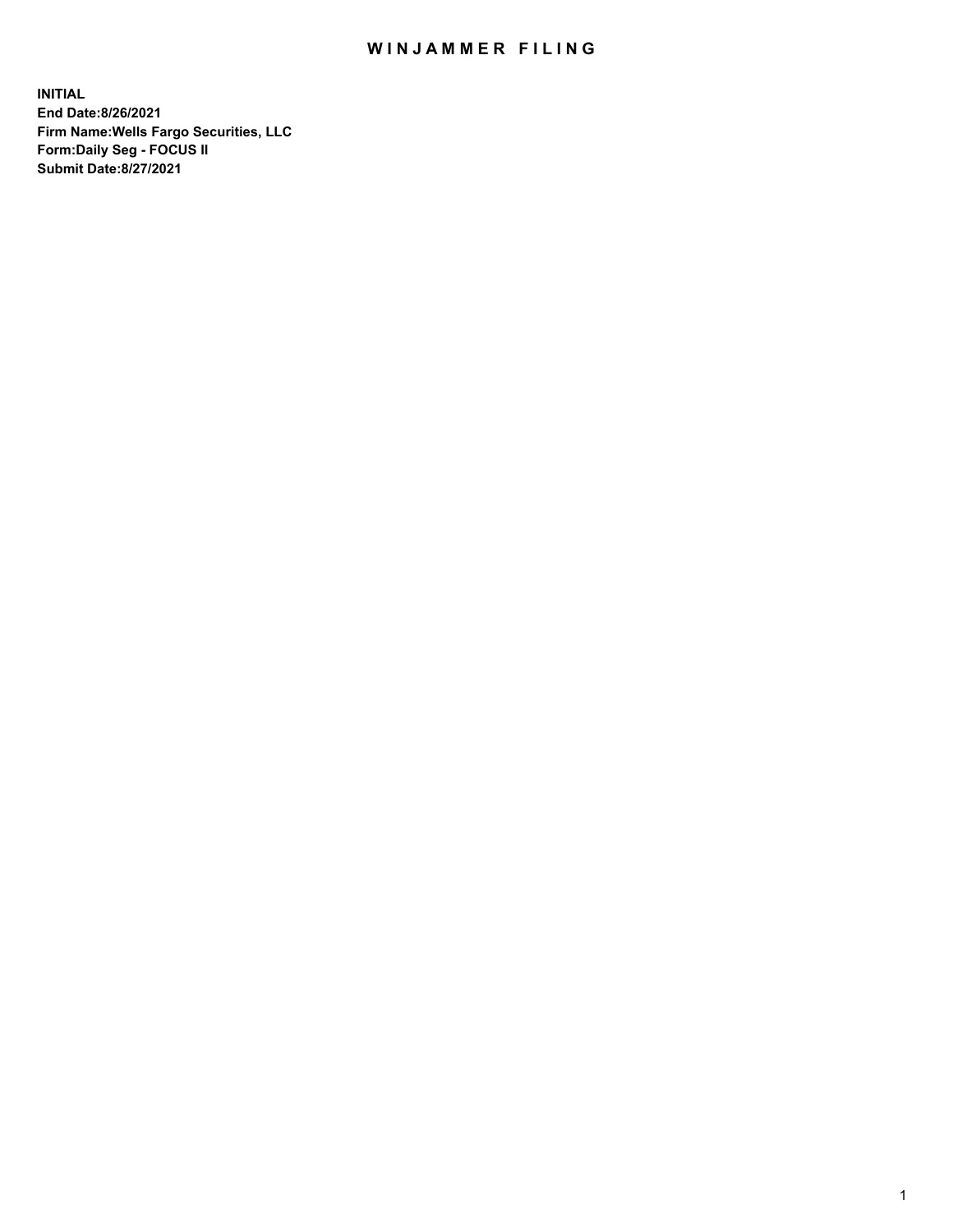# WINJAMMER FILING

**INITIAL**
**End Date:8/26/2021**
**Firm Name:Wells Fargo Securities, LLC**
**Form:Daily Seg - FOCUS II**
**Submit Date:8/27/2021**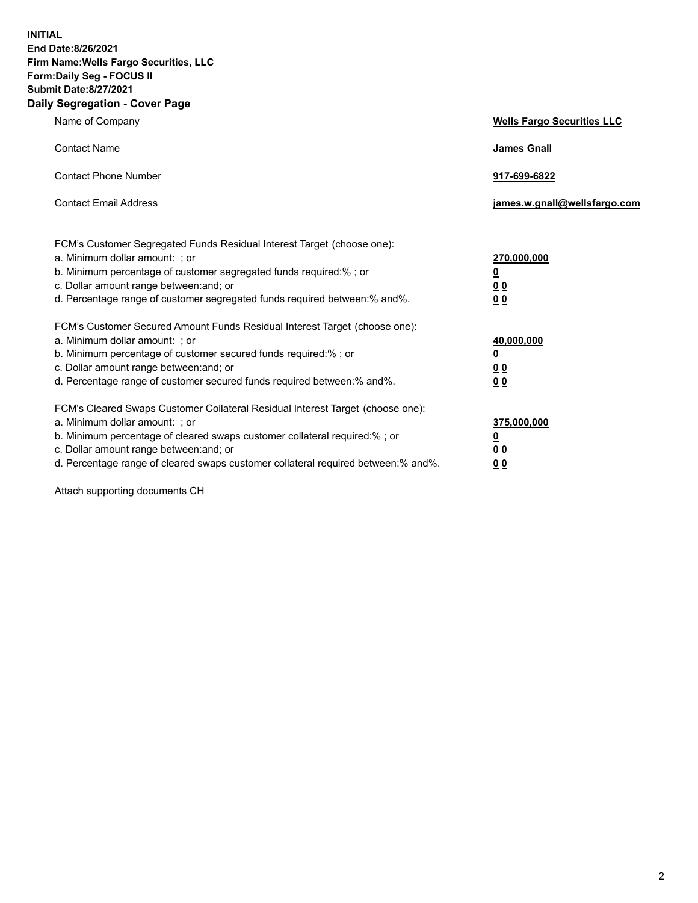**INITIAL**
**End Date:8/26/2021**
**Firm Name:Wells Fargo Securities, LLC**
**Form:Daily Seg - FOCUS II**
**Submit Date:8/27/2021**

## Daily Segregation - Cover Page

| | |
|---|---|
| Name of Company | **Wells Fargo Securities LLC** |
| Contact Name | **James Gnall** |
| Contact Phone Number | **917-699-6822** |
| Contact Email Address | **james.w.gnall@wellsfargo.com** |

| | |
|---|---|
| FCM's Customer Segregated Funds Residual Interest Target (choose one): | |
| a. Minimum dollar amount: ; or | **270,000,000** |
| b. Minimum percentage of customer segregated funds required:% ; or | **0** |
| c. Dollar amount range between:and; or | **0 0** |
| d. Percentage range of customer segregated funds required between:% and%. | **0 0** |
| FCM's Customer Secured Amount Funds Residual Interest Target (choose one): | |
| a. Minimum dollar amount: ; or | **40,000,000** |
| b. Minimum percentage of customer secured funds required:% ; or | **0** |
| c. Dollar amount range between:and; or | **0 0** |
| d. Percentage range of customer secured funds required between:% and%. | **0 0** |
| FCM's Cleared Swaps Customer Collateral Residual Interest Target (choose one): | |
| a. Minimum dollar amount: ; or | **375,000,000** |
| b. Minimum percentage of cleared swaps customer collateral required:% ; or | **0** |
| c. Dollar amount range between:and; or | **0 0** |
| d. Percentage range of cleared swaps customer collateral required between:% and%. | **0 0** |

Attach supporting documents CH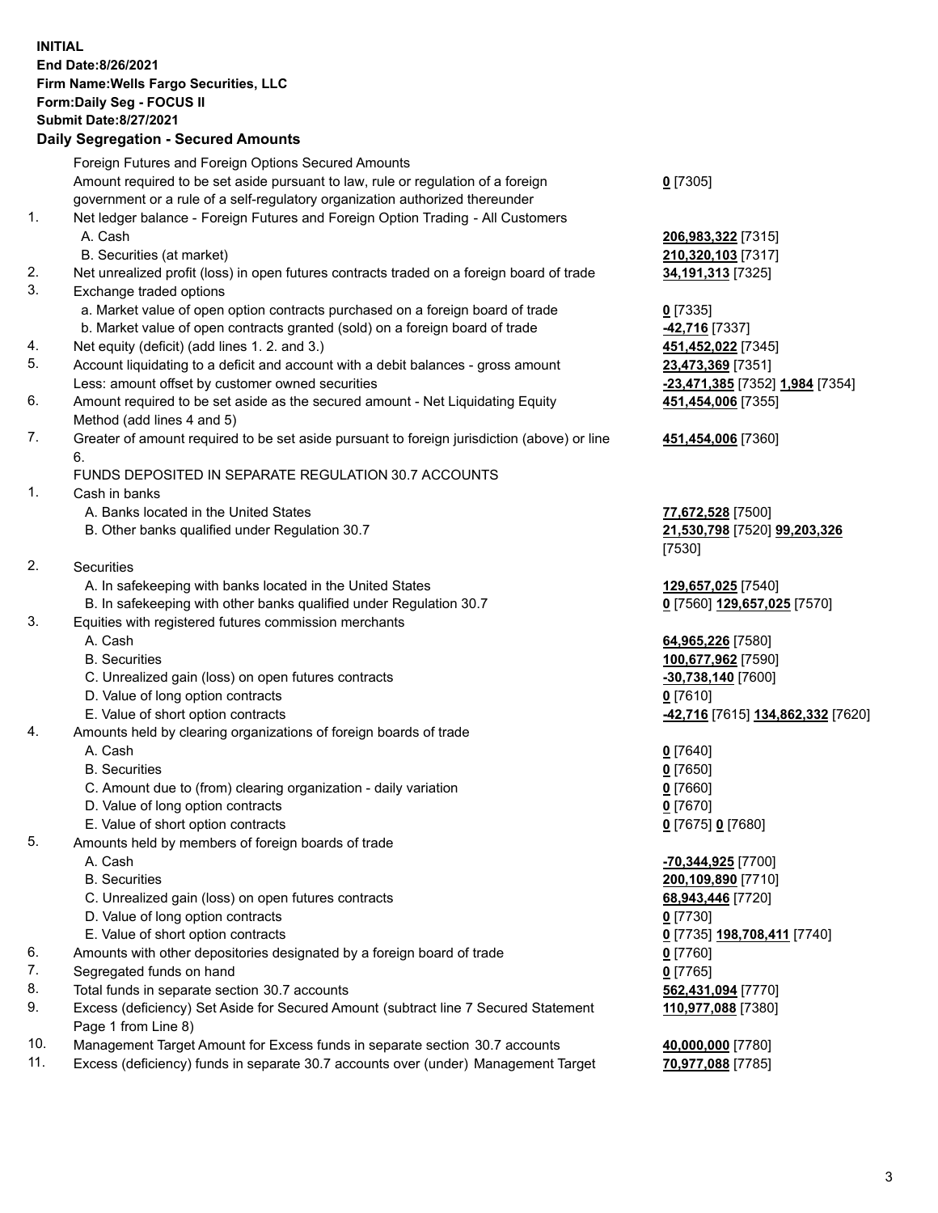**INITIAL**
**End Date:8/26/2021**
**Firm Name:Wells Fargo Securities, LLC**
**Form:Daily Seg - FOCUS II**
**Submit Date:8/27/2021**

## Daily Segregation - Secured Amounts

| | | |
|---|---|---|
| | Foreign Futures and Foreign Options Secured Amounts | |
| | Amount required to be set aside pursuant to law, rule or regulation of a foreign government or a rule of a self-regulatory organization authorized thereunder | **0** [7305] |
| 1. | Net ledger balance - Foreign Futures and Foreign Option Trading - All Customers | |
| | A. Cash | **206,983,322** [7315] |
| | B. Securities (at market) | **210,320,103** [7317] |
| 2. | Net unrealized profit (loss) in open futures contracts traded on a foreign board of trade | **34,191,313** [7325] |
| 3. | Exchange traded options | |
| | a. Market value of open option contracts purchased on a foreign board of trade | **0** [7335] |
| | b. Market value of open contracts granted (sold) on a foreign board of trade | **-42,716** [7337] |
| 4. | Net equity (deficit) (add lines 1. 2. and 3.) | **451,452,022** [7345] |
| 5. | Account liquidating to a deficit and account with a debit balances - gross amount | **23,473,369** [7351] |
| | Less: amount offset by customer owned securities | **-23,471,385** [7352] **1,984** [7354] |
| 6. | Amount required to be set aside as the secured amount - Net Liquidating Equity Method (add lines 4 and 5) | **451,454,006** [7355] |
| 7. | Greater of amount required to be set aside pursuant to foreign jurisdiction (above) or line 6. | **451,454,006** [7360] |
| | FUNDS DEPOSITED IN SEPARATE REGULATION 30.7 ACCOUNTS | |
| 1. | Cash in banks | |
| | A. Banks located in the United States | **77,672,528** [7500] |
| | B. Other banks qualified under Regulation 30.7 | **21,530,798** [7520] **99,203,326** [7530] |
| 2. | Securities | |
| | A. In safekeeping with banks located in the United States | **129,657,025** [7540] |
| | B. In safekeeping with other banks qualified under Regulation 30.7 | **0** [7560] **129,657,025** [7570] |
| 3. | Equities with registered futures commission merchants | |
| | A. Cash | **64,965,226** [7580] |
| | B. Securities | **100,677,962** [7590] |
| | C. Unrealized gain (loss) on open futures contracts | **-30,738,140** [7600] |
| | D. Value of long option contracts | **0** [7610] |
| | E. Value of short option contracts | **-42,716** [7615] **134,862,332** [7620] |
| 4. | Amounts held by clearing organizations of foreign boards of trade | |
| | A. Cash | **0** [7640] |
| | B. Securities | **0** [7650] |
| | C. Amount due to (from) clearing organization - daily variation | **0** [7660] |
| | D. Value of long option contracts | **0** [7670] |
| | E. Value of short option contracts | **0** [7675] **0** [7680] |
| 5. | Amounts held by members of foreign boards of trade | |
| | A. Cash | **-70,344,925** [7700] |
| | B. Securities | **200,109,890** [7710] |
| | C. Unrealized gain (loss) on open futures contracts | **68,943,446** [7720] |
| | D. Value of long option contracts | **0** [7730] |
| | E. Value of short option contracts | **0** [7735] **198,708,411** [7740] |
| 6. | Amounts with other depositories designated by a foreign board of trade | **0** [7760] |
| 7. | Segregated funds on hand | **0** [7765] |
| 8. | Total funds in separate section 30.7 accounts | **562,431,094** [7770] |
| 9. | Excess (deficiency) Set Aside for Secured Amount (subtract line 7 Secured Statement Page 1 from Line 8) | **110,977,088** [7380] |
| 10. | Management Target Amount for Excess funds in separate section 30.7 accounts | **40,000,000** [7780] |
| 11. | Excess (deficiency) funds in separate 30.7 accounts over (under) Management Target | **70,977,088** [7785] |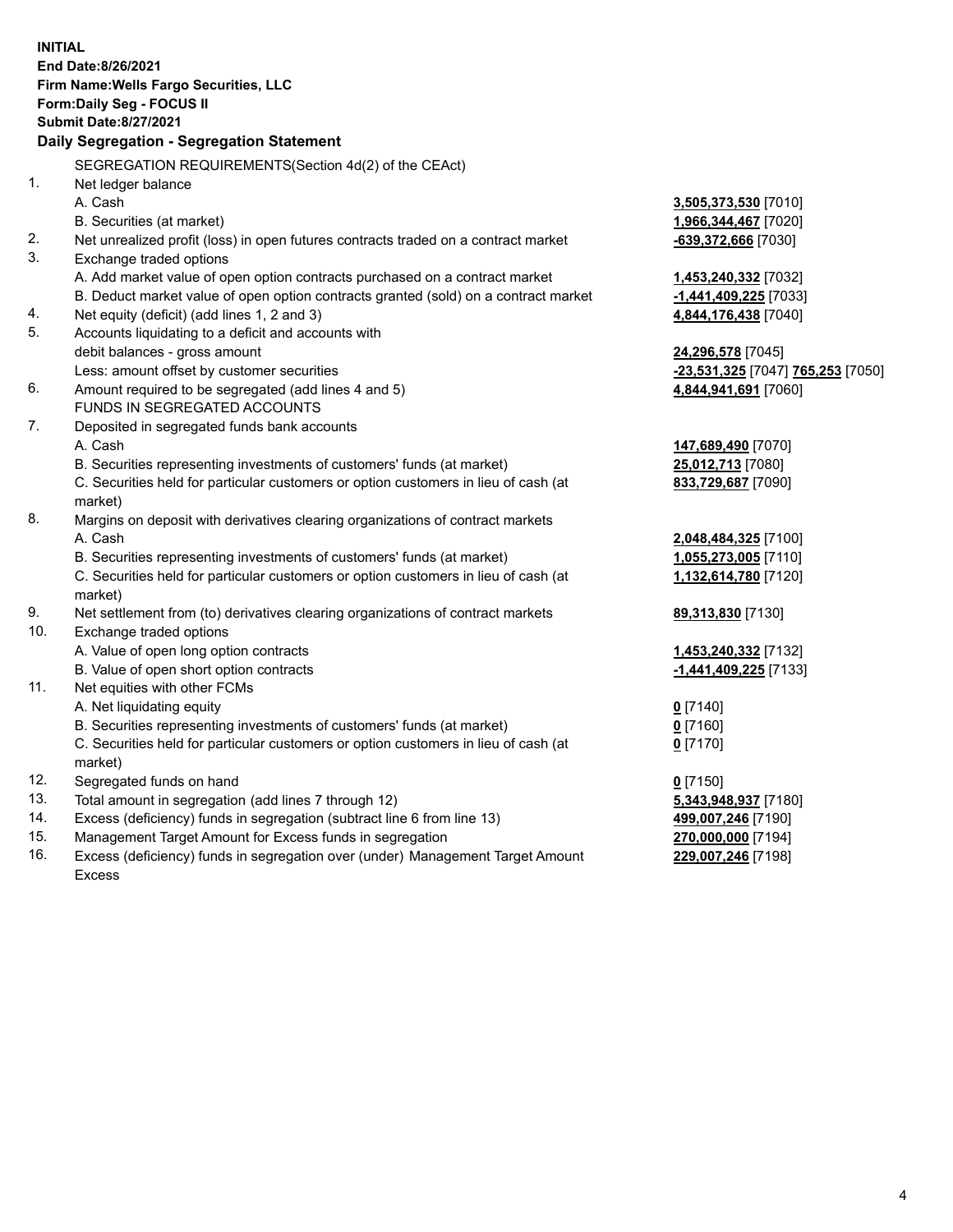**INITIAL**
**End Date:8/26/2021**
**Firm Name:Wells Fargo Securities, LLC**
**Form:Daily Seg - FOCUS II**
**Submit Date:8/27/2021**

## Daily Segregation - Segregation Statement

SEGREGATION REQUIREMENTS(Section 4d(2) of the CEAct)

| | | |
|---|---|---|
| 1. | Net ledger balance | |
| | A. Cash | **3,505,373,530** [7010] |
| | B. Securities (at market) | **1,966,344,467** [7020] |
| 2. | Net unrealized profit (loss) in open futures contracts traded on a contract market | **-639,372,666** [7030] |
| 3. | Exchange traded options | |
| | A. Add market value of open option contracts purchased on a contract market | **1,453,240,332** [7032] |
| | B. Deduct market value of open option contracts granted (sold) on a contract market | **-1,441,409,225** [7033] |
| 4. | Net equity (deficit) (add lines 1, 2 and 3) | **4,844,176,438** [7040] |
| 5. | Accounts liquidating to a deficit and accounts with debit balances - gross amount | **24,296,578** [7045] |
| | Less: amount offset by customer securities | **-23,531,325** [7047] **765,253** [7050] |
| 6. | Amount required to be segregated (add lines 4 and 5) | **4,844,941,691** [7060] |
| | FUNDS IN SEGREGATED ACCOUNTS | |
| 7. | Deposited in segregated funds bank accounts | |
| | A. Cash | **147,689,490** [7070] |
| | B. Securities representing investments of customers' funds (at market) | **25,012,713** [7080] |
| | C. Securities held for particular customers or option customers in lieu of cash (at market) | **833,729,687** [7090] |
| 8. | Margins on deposit with derivatives clearing organizations of contract markets | |
| | A. Cash | **2,048,484,325** [7100] |
| | B. Securities representing investments of customers' funds (at market) | **1,055,273,005** [7110] |
| | C. Securities held for particular customers or option customers in lieu of cash (at market) | **1,132,614,780** [7120] |
| 9. | Net settlement from (to) derivatives clearing organizations of contract markets | **89,313,830** [7130] |
| 10. | Exchange traded options | |
| | A. Value of open long option contracts | **1,453,240,332** [7132] |
| | B. Value of open short option contracts | **-1,441,409,225** [7133] |
| 11. | Net equities with other FCMs | |
| | A. Net liquidating equity | **0** [7140] |
| | B. Securities representing investments of customers' funds (at market) | **0** [7160] |
| | C. Securities held for particular customers or option customers in lieu of cash (at market) | **0** [7170] |
| 12. | Segregated funds on hand | **0** [7150] |
| 13. | Total amount in segregation (add lines 7 through 12) | **5,343,948,937** [7180] |
| 14. | Excess (deficiency) funds in segregation (subtract line 6 from line 13) | **499,007,246** [7190] |
| 15. | Management Target Amount for Excess funds in segregation | **270,000,000** [7194] |
| 16. | Excess (deficiency) funds in segregation over (under) Management Target Amount Excess | **229,007,246** [7198] |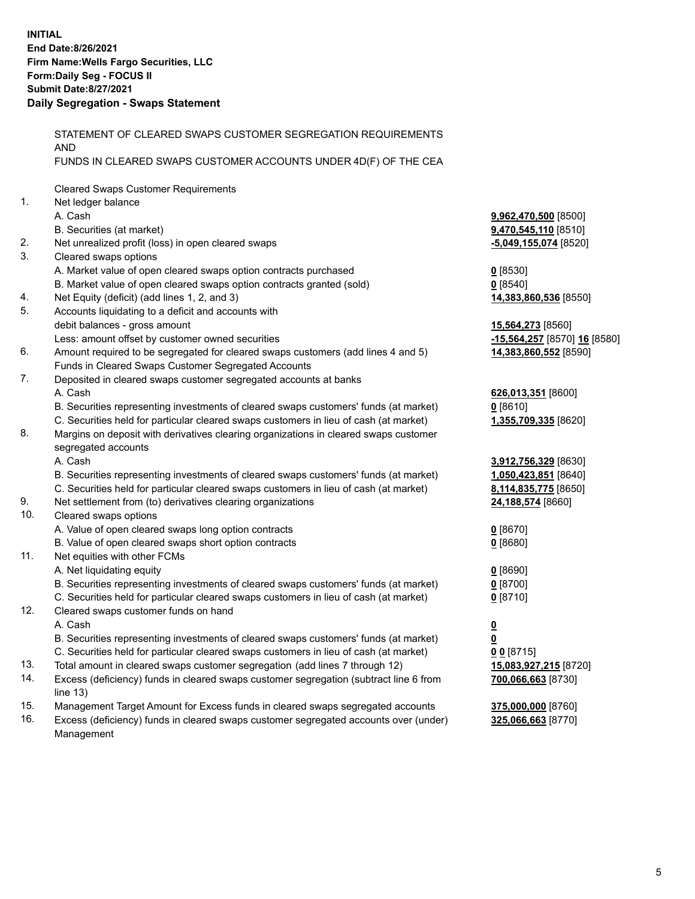**INITIAL**
**End Date:8/26/2021**
**Firm Name:Wells Fargo Securities, LLC**
**Form:Daily Seg - FOCUS II**
**Submit Date:8/27/2021**
**Daily Segregation - Swaps Statement**

STATEMENT OF CLEARED SWAPS CUSTOMER SEGREGATION REQUIREMENTS AND FUNDS IN CLEARED SWAPS CUSTOMER ACCOUNTS UNDER 4D(F) OF THE CEA

| | | |
|---|---|---|
| | Cleared Swaps Customer Requirements | |
| 1. | Net ledger balance | |
| | A. Cash | **9,962,470,500** [8500] |
| | B. Securities (at market) | **9,470,545,110** [8510] |
| 2. | Net unrealized profit (loss) in open cleared swaps | **-5,049,155,074** [8520] |
| 3. | Cleared swaps options | |
| | A. Market value of open cleared swaps option contracts purchased | **0** [8530] |
| | B. Market value of open cleared swaps option contracts granted (sold) | **0** [8540] |
| 4. | Net Equity (deficit) (add lines 1, 2, and 3) | **14,383,860,536** [8550] |
| 5. | Accounts liquidating to a deficit and accounts with debit balances - gross amount | **15,564,273** [8560] |
| | Less: amount offset by customer owned securities | **-15,564,257** [8570] **16** [8580] |
| 6. | Amount required to be segregated for cleared swaps customers (add lines 4 and 5) | **14,383,860,552** [8590] |
| | Funds in Cleared Swaps Customer Segregated Accounts | |
| 7. | Deposited in cleared swaps customer segregated accounts at banks | |
| | A. Cash | **626,013,351** [8600] |
| | B. Securities representing investments of cleared swaps customers' funds (at market) | **0** [8610] |
| | C. Securities held for particular cleared swaps customers in lieu of cash (at market) | **1,355,709,335** [8620] |
| 8. | Margins on deposit with derivatives clearing organizations in cleared swaps customer segregated accounts | |
| | A. Cash | **3,912,756,329** [8630] |
| | B. Securities representing investments of cleared swaps customers' funds (at market) | **1,050,423,851** [8640] |
| | C. Securities held for particular cleared swaps customers in lieu of cash (at market) | **8,114,835,775** [8650] |
| 9. | Net settlement from (to) derivatives clearing organizations | **24,188,574** [8660] |
| 10. | Cleared swaps options | |
| | A. Value of open cleared swaps long option contracts | **0** [8670] |
| | B. Value of open cleared swaps short option contracts | **0** [8680] |
| 11. | Net equities with other FCMs | |
| | A. Net liquidating equity | **0** [8690] |
| | B. Securities representing investments of cleared swaps customers' funds (at market) | **0** [8700] |
| | C. Securities held for particular cleared swaps customers in lieu of cash (at market) | **0** [8710] |
| 12. | Cleared swaps customer funds on hand | |
| | A. Cash | **0** |
| | B. Securities representing investments of cleared swaps customers' funds (at market) | **0** |
| | C. Securities held for particular cleared swaps customers in lieu of cash (at market) | **0** **0** [8715] |
| 13. | Total amount in cleared swaps customer segregation (add lines 7 through 12) | **15,083,927,215** [8720] |
| 14. | Excess (deficiency) funds in cleared swaps customer segregation (subtract line 6 from line 13) | **700,066,663** [8730] |
| 15. | Management Target Amount for Excess funds in cleared swaps segregated accounts | **375,000,000** [8760] |
| 16. | Excess (deficiency) funds in cleared swaps customer segregated accounts over (under) Management | **325,066,663** [8770] |